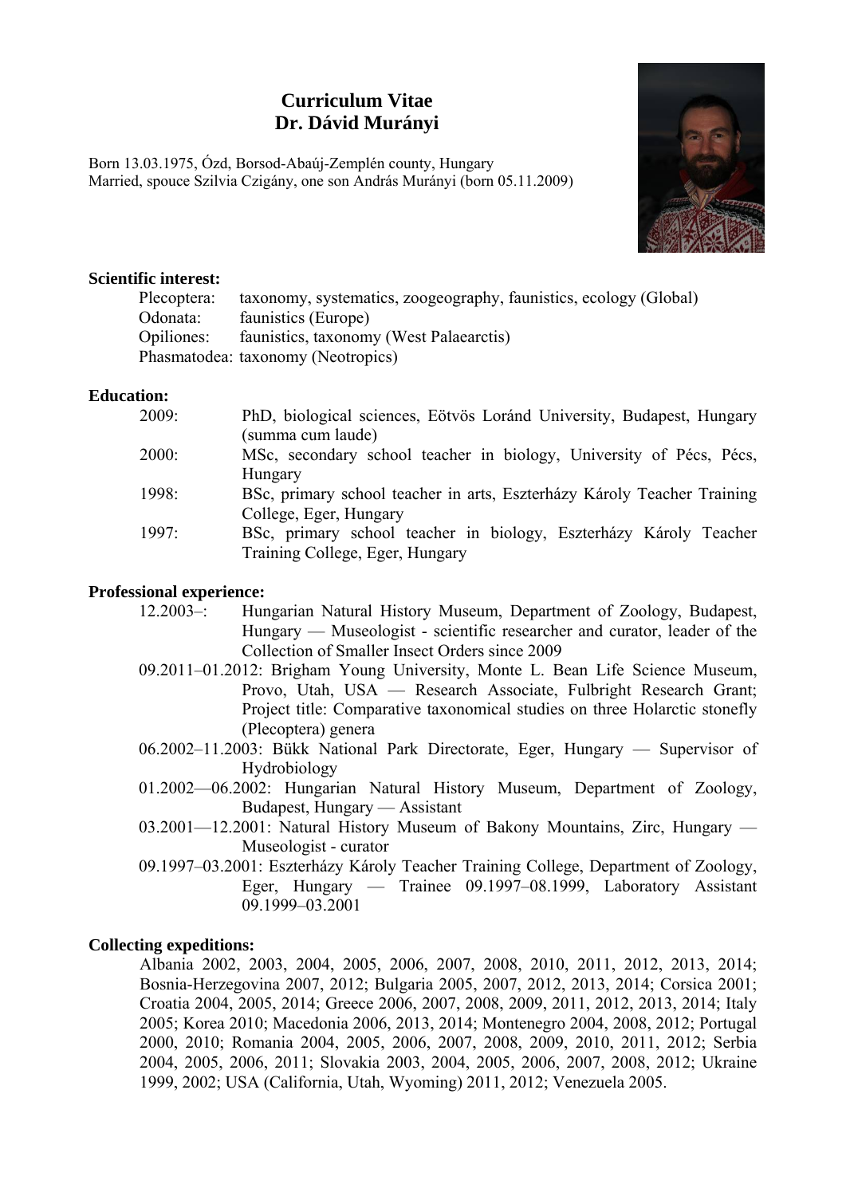# Curriculum Vitae
# Dr. Dávid Murányi

Born 13.03.1975, Ózd, Borsod-Abaúj-Zemplén county, Hungary
Married, spouce Szilvia Czigány, one son András Murányi (born 05.11.2009)

**Scientific interest:**

Plecoptera: taxonomy, systematics, zoogeography, faunistics, ecology (Global)
Odonata: faunistics (Europe)
Opiliones: faunistics, taxonomy (West Palaearctis)
Phasmatodea: taxonomy (Neotropics)

**Education:**

2009: PhD, biological sciences, Eötvös Loránd University, Budapest, Hungary (summa cum laude)
2000: MSc, secondary school teacher in biology, University of Pécs, Pécs, Hungary
1998: BSc, primary school teacher in arts, Eszterházy Károly Teacher Training College, Eger, Hungary
1997: BSc, primary school teacher in biology, Eszterházy Károly Teacher Training College, Eger, Hungary

**Professional experience:**

12.2003–: Hungarian Natural History Museum, Department of Zoology, Budapest, Hungary — Museologist - scientific researcher and curator, leader of the Collection of Smaller Insect Orders since 2009
09.2011–01.2012: Brigham Young University, Monte L. Bean Life Science Museum, Provo, Utah, USA — Research Associate, Fulbright Research Grant; Project title: Comparative taxonomical studies on three Holarctic stonefly (Plecoptera) genera
06.2002–11.2003: Bükk National Park Directorate, Eger, Hungary — Supervisor of Hydrobiology
01.2002—06.2002: Hungarian Natural History Museum, Department of Zoology, Budapest, Hungary — Assistant
03.2001—12.2001: Natural History Museum of Bakony Mountains, Zirc, Hungary — Museologist - curator
09.1997–03.2001: Eszterházy Károly Teacher Training College, Department of Zoology, Eger, Hungary — Trainee 09.1997–08.1999, Laboratory Assistant 09.1999–03.2001

**Collecting expeditions:**

Albania 2002, 2003, 2004, 2005, 2006, 2007, 2008, 2010, 2011, 2012, 2013, 2014; Bosnia-Herzegovina 2007, 2012; Bulgaria 2005, 2007, 2012, 2013, 2014; Corsica 2001; Croatia 2004, 2005, 2014; Greece 2006, 2007, 2008, 2009, 2011, 2012, 2013, 2014; Italy 2005; Korea 2010; Macedonia 2006, 2013, 2014; Montenegro 2004, 2008, 2012; Portugal 2000, 2010; Romania 2004, 2005, 2006, 2007, 2008, 2009, 2010, 2011, 2012; Serbia 2004, 2005, 2006, 2011; Slovakia 2003, 2004, 2005, 2006, 2007, 2008, 2012; Ukraine 1999, 2002; USA (California, Utah, Wyoming) 2011, 2012; Venezuela 2005.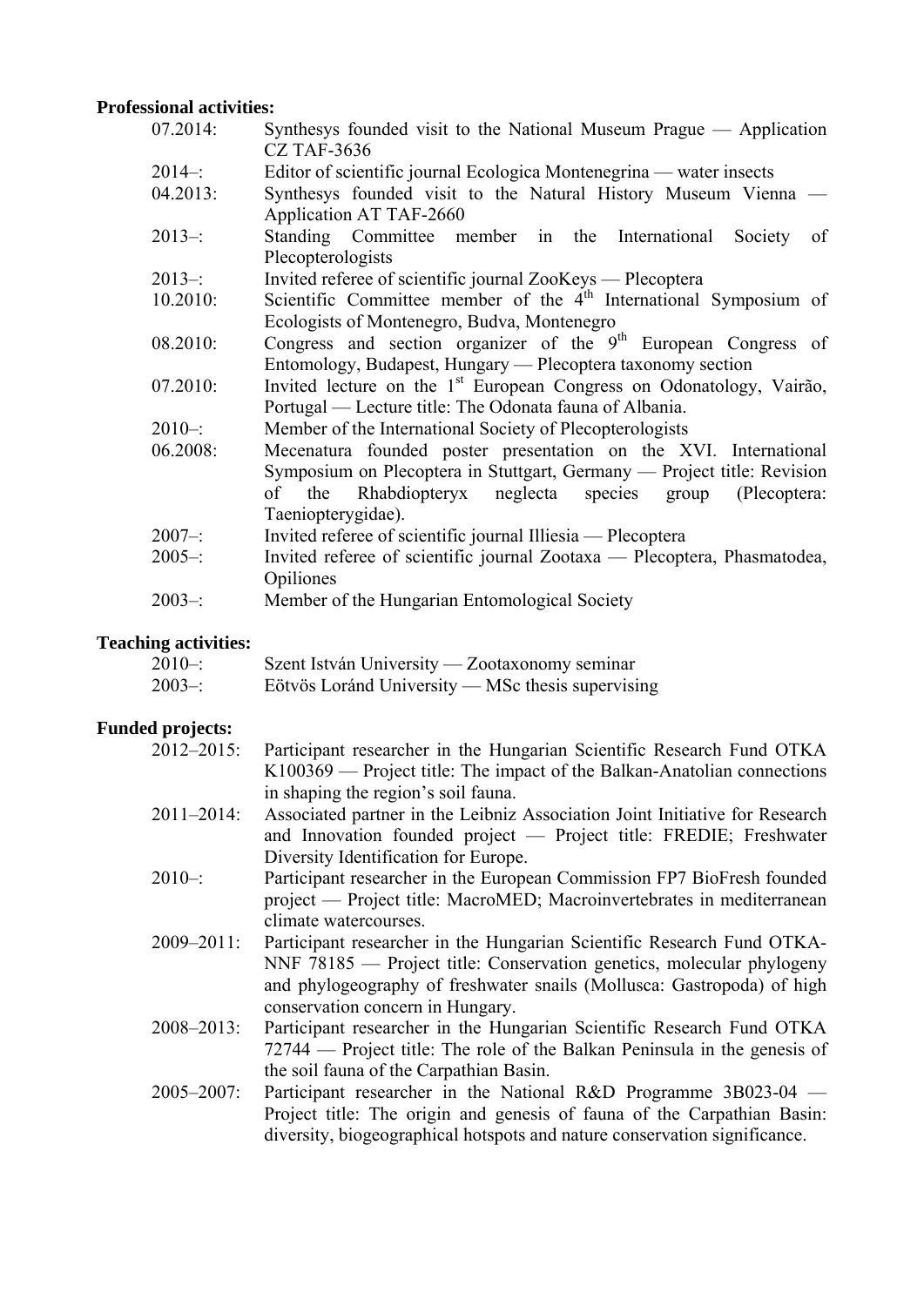**Professional activities:**

- 07.2014: Synthesys founded visit to the National Museum Prague — Application CZ TAF-3636
- 2014–: Editor of scientific journal Ecologica Montenegrina — water insects
- 04.2013: Synthesys founded visit to the Natural History Museum Vienna — Application AT TAF-2660
- 2013–: Standing Committee member in the International Society of Plecopterologists
- 2013–: Invited referee of scientific journal ZooKeys — Plecoptera
- 10.2010: Scientific Committee member of the 4th International Symposium of Ecologists of Montenegro, Budva, Montenegro
- 08.2010: Congress and section organizer of the 9th European Congress of Entomology, Budapest, Hungary — Plecoptera taxonomy section
- 07.2010: Invited lecture on the 1st European Congress on Odonatology, Vairão, Portugal — Lecture title: The Odonata fauna of Albania.
- 2010–: Member of the International Society of Plecopterologists
- 06.2008: Mecenatura founded poster presentation on the XVI. International Symposium on Plecoptera in Stuttgart, Germany — Project title: Revision of the Rhabdiopteryx neglecta species group (Plecoptera: Taeniopterygidae).
- 2007–: Invited referee of scientific journal Illiesia — Plecoptera
- 2005–: Invited referee of scientific journal Zootaxa — Plecoptera, Phasmatodea, Opiliones
- 2003–: Member of the Hungarian Entomological Society

**Teaching activities:**

- 2010–: Szent István University — Zootaxonomy seminar
- 2003–: Eötvös Loránd University — MSc thesis supervising

**Funded projects:**

- 2012–2015: Participant researcher in the Hungarian Scientific Research Fund OTKA K100369 — Project title: The impact of the Balkan-Anatolian connections in shaping the region's soil fauna.
- 2011–2014: Associated partner in the Leibniz Association Joint Initiative for Research and Innovation founded project — Project title: FREDIE; Freshwater Diversity Identification for Europe.
- 2010–: Participant researcher in the European Commission FP7 BioFresh founded project — Project title: MacroMED; Macroinvertebrates in mediterranean climate watercourses.
- 2009–2011: Participant researcher in the Hungarian Scientific Research Fund OTKA-NNF 78185 — Project title: Conservation genetics, molecular phylogeny and phylogeography of freshwater snails (Mollusca: Gastropoda) of high conservation concern in Hungary.
- 2008–2013: Participant researcher in the Hungarian Scientific Research Fund OTKA 72744 — Project title: The role of the Balkan Peninsula in the genesis of the soil fauna of the Carpathian Basin.
- 2005–2007: Participant researcher in the National R&D Programme 3B023-04 — Project title: The origin and genesis of fauna of the Carpathian Basin: diversity, biogeographical hotspots and nature conservation significance.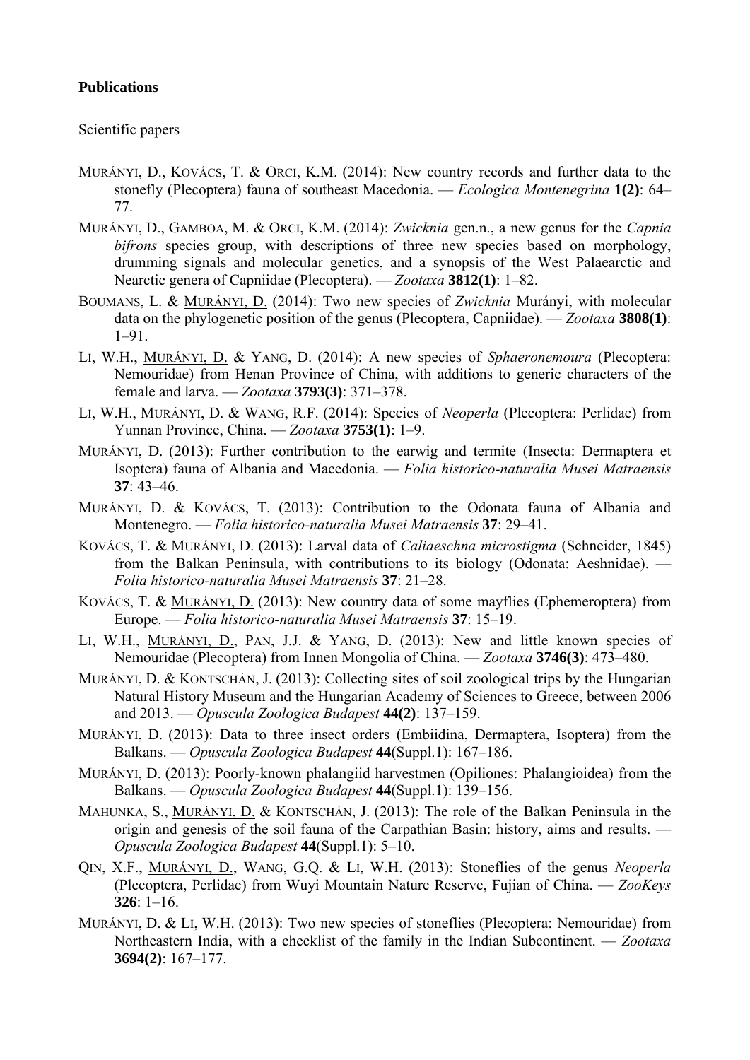**Publications**

Scientific papers

MURÁNYI, D., KOVÁCS, T. & ORCI, K.M. (2014): New country records and further data to the stonefly (Plecoptera) fauna of southeast Macedonia. — *Ecologica Montenegrina* **1(2)**: 64–77.

MURÁNYI, D., GAMBOA, M. & ORCI, K.M. (2014): *Zwicknia* gen.n., a new genus for the *Capnia bifrons* species group, with descriptions of three new species based on morphology, drumming signals and molecular genetics, and a synopsis of the West Palaearctic and Nearctic genera of Capniidae (Plecoptera). — *Zootaxa* **3812(1)**: 1–82.

BOUMANS, L. & MURÁNYI, D. (2014): Two new species of *Zwicknia* Murányi, with molecular data on the phylogenetic position of the genus (Plecoptera, Capniidae). — *Zootaxa* **3808(1)**: 1–91.

LI, W.H., MURÁNYI, D. & YANG, D. (2014): A new species of *Sphaeronemoura* (Plecoptera: Nemouridae) from Henan Province of China, with additions to generic characters of the female and larva. — *Zootaxa* **3793(3)**: 371–378.

LI, W.H., MURÁNYI, D. & WANG, R.F. (2014): Species of *Neoperla* (Plecoptera: Perlidae) from Yunnan Province, China. — *Zootaxa* **3753(1)**: 1–9.

MURÁNYI, D. (2013): Further contribution to the earwig and termite (Insecta: Dermaptera et Isoptera) fauna of Albania and Macedonia. — *Folia historico-naturalia Musei Matraensis* **37**: 43–46.

MURÁNYI, D. & KOVÁCS, T. (2013): Contribution to the Odonata fauna of Albania and Montenegro. — *Folia historico-naturalia Musei Matraensis* **37**: 29–41.

KOVÁCS, T. & MURÁNYI, D. (2013): Larval data of *Caliaeschna microstigma* (Schneider, 1845) from the Balkan Peninsula, with contributions to its biology (Odonata: Aeshnidae). — *Folia historico-naturalia Musei Matraensis* **37**: 21–28.

KOVÁCS, T. & MURÁNYI, D. (2013): New country data of some mayflies (Ephemeroptera) from Europe. — *Folia historico-naturalia Musei Matraensis* **37**: 15–19.

LI, W.H., MURÁNYI, D., PAN, J.J. & YANG, D. (2013): New and little known species of Nemouridae (Plecoptera) from Innen Mongolia of China. — *Zootaxa* **3746(3)**: 473–480.

MURÁNYI, D. & KONTSCHÁN, J. (2013): Collecting sites of soil zoological trips by the Hungarian Natural History Museum and the Hungarian Academy of Sciences to Greece, between 2006 and 2013. — *Opuscula Zoologica Budapest* **44(2)**: 137–159.

MURÁNYI, D. (2013): Data to three insect orders (Embiidina, Dermaptera, Isoptera) from the Balkans. — *Opuscula Zoologica Budapest* **44**(Suppl.1): 167–186.

MURÁNYI, D. (2013): Poorly-known phalangiid harvestmen (Opiliones: Phalangioidea) from the Balkans. — *Opuscula Zoologica Budapest* **44**(Suppl.1): 139–156.

MAHUNKA, S., MURÁNYI, D. & KONTSCHÁN, J. (2013): The role of the Balkan Peninsula in the origin and genesis of the soil fauna of the Carpathian Basin: history, aims and results. — *Opuscula Zoologica Budapest* **44**(Suppl.1): 5–10.

QIN, X.F., MURÁNYI, D., WANG, G.Q. & LI, W.H. (2013): Stoneflies of the genus *Neoperla* (Plecoptera, Perlidae) from Wuyi Mountain Nature Reserve, Fujian of China. — *ZooKeys* **326**: 1–16.

MURÁNYI, D. & LI, W.H. (2013): Two new species of stoneflies (Plecoptera: Nemouridae) from Northeastern India, with a checklist of the family in the Indian Subcontinent. — *Zootaxa* **3694(2)**: 167–177.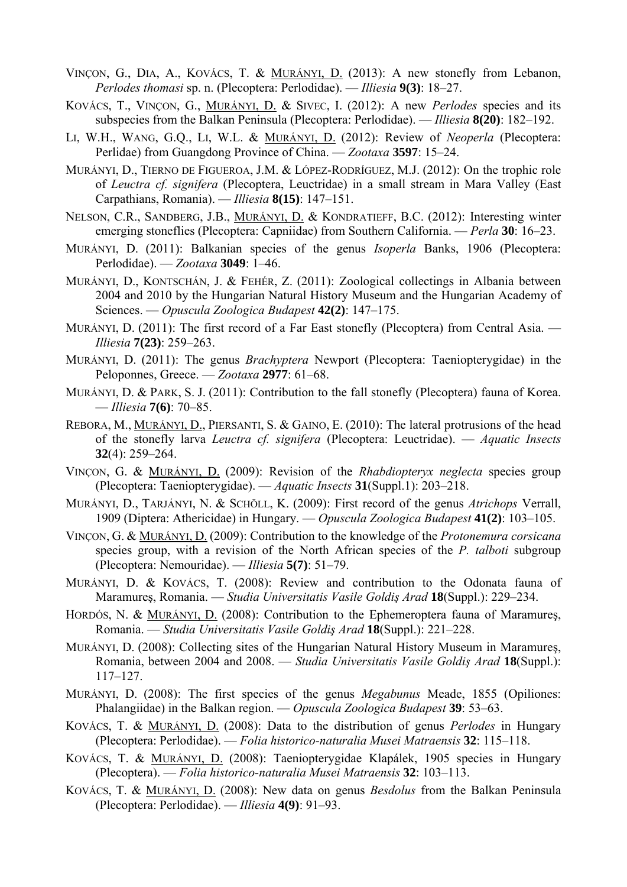VINÇON, G., DIA, A., KOVÁCS, T. & MURÁNYI, D. (2013): A new stonefly from Lebanon, *Perlodes thomasi* sp. n. (Plecoptera: Perlodidae). — *Illiesia* **9(3)**: 18–27.

KOVÁCS, T., VINÇON, G., MURÁNYI, D. & SIVEC, I. (2012): A new *Perlodes* species and its subspecies from the Balkan Peninsula (Plecoptera: Perlodidae). — *Illiesia* **8(20)**: 182–192.

LI, W.H., WANG, G.Q., LI, W.L. & MURÁNYI, D. (2012): Review of *Neoperla* (Plecoptera: Perlidae) from Guangdong Province of China. — *Zootaxa* **3597**: 15–24.

MURÁNYI, D., TIERNO DE FIGUEROA, J.M. & LÓPEZ-RODRÍGUEZ, M.J. (2012): On the trophic role of *Leuctra cf. signifera* (Plecoptera, Leuctridae) in a small stream in Mara Valley (East Carpathians, Romania). — *Illiesia* **8(15)**: 147–151.

NELSON, C.R., SANDBERG, J.B., MURÁNYI, D. & KONDRATIEFF, B.C. (2012): Interesting winter emerging stoneflies (Plecoptera: Capniidae) from Southern California. — *Perla* **30**: 16–23.

MURÁNYI, D. (2011): Balkanian species of the genus *Isoperla* Banks, 1906 (Plecoptera: Perlodidae). — *Zootaxa* **3049**: 1–46.

MURÁNYI, D., KONTSCHÁN, J. & FEHÉR, Z. (2011): Zoological collectings in Albania between 2004 and 2010 by the Hungarian Natural History Museum and the Hungarian Academy of Sciences. — *Opuscula Zoologica Budapest* **42(2)**: 147–175.

MURÁNYI, D. (2011): The first record of a Far East stonefly (Plecoptera) from Central Asia. — *Illiesia* **7(23)**: 259–263.

MURÁNYI, D. (2011): The genus *Brachyptera* Newport (Plecoptera: Taeniopterygidae) in the Peloponnes, Greece. — *Zootaxa* **2977**: 61–68.

MURÁNYI, D. & PARK, S. J. (2011): Contribution to the fall stonefly (Plecoptera) fauna of Korea. — *Illiesia* **7(6)**: 70–85.

REBORA, M., MURÁNYI, D., PIERSANTI, S. & GAINO, E. (2010): The lateral protrusions of the head of the stonefly larva *Leuctra cf. signifera* (Plecoptera: Leuctridae). — *Aquatic Insects* **32**(4): 259–264.

VINÇON, G. & MURÁNYI, D. (2009): Revision of the *Rhabdiopteryx neglecta* species group (Plecoptera: Taeniopterygidae). — *Aquatic Insects* **31**(Suppl.1): 203–218.

MURÁNYI, D., TARJÁNYI, N. & SCHÖLL, K. (2009): First record of the genus *Atrichops* Verrall, 1909 (Diptera: Athericidae) in Hungary. — *Opuscula Zoologica Budapest* **41(2)**: 103–105.

VINÇON, G. & MURÁNYI, D. (2009): Contribution to the knowledge of the *Protonemura corsicana* species group, with a revision of the North African species of the *P. talboti* subgroup (Plecoptera: Nemouridae). — *Illiesia* **5(7)**: 51–79.

MURÁNYI, D. & KOVÁCS, T. (2008): Review and contribution to the Odonata fauna of Maramureş, Romania. — *Studia Universitatis Vasile Goldiş Arad* **18**(Suppl.): 229–234.

HORDÓS, N. & MURÁNYI, D. (2008): Contribution to the Ephemeroptera fauna of Maramureş, Romania. — *Studia Universitatis Vasile Goldiş Arad* **18**(Suppl.): 221–228.

MURÁNYI, D. (2008): Collecting sites of the Hungarian Natural History Museum in Maramureş, Romania, between 2004 and 2008. — *Studia Universitatis Vasile Goldiş Arad* **18**(Suppl.): 117–127.

MURÁNYI, D. (2008): The first species of the genus *Megabunus* Meade, 1855 (Opiliones: Phalangiidae) in the Balkan region. — *Opuscula Zoologica Budapest* **39**: 53–63.

KOVÁCS, T. & MURÁNYI, D. (2008): Data to the distribution of genus *Perlodes* in Hungary (Plecoptera: Perlodidae). — *Folia historico-naturalia Musei Matraensis* **32**: 115–118.

KOVÁCS, T. & MURÁNYI, D. (2008): Taeniopterygidae Klapálek, 1905 species in Hungary (Plecoptera). — *Folia historico-naturalia Musei Matraensis* **32**: 103–113.

KOVÁCS, T. & MURÁNYI, D. (2008): New data on genus *Besdolus* from the Balkan Peninsula (Plecoptera: Perlodidae). — *Illiesia* **4(9)**: 91–93.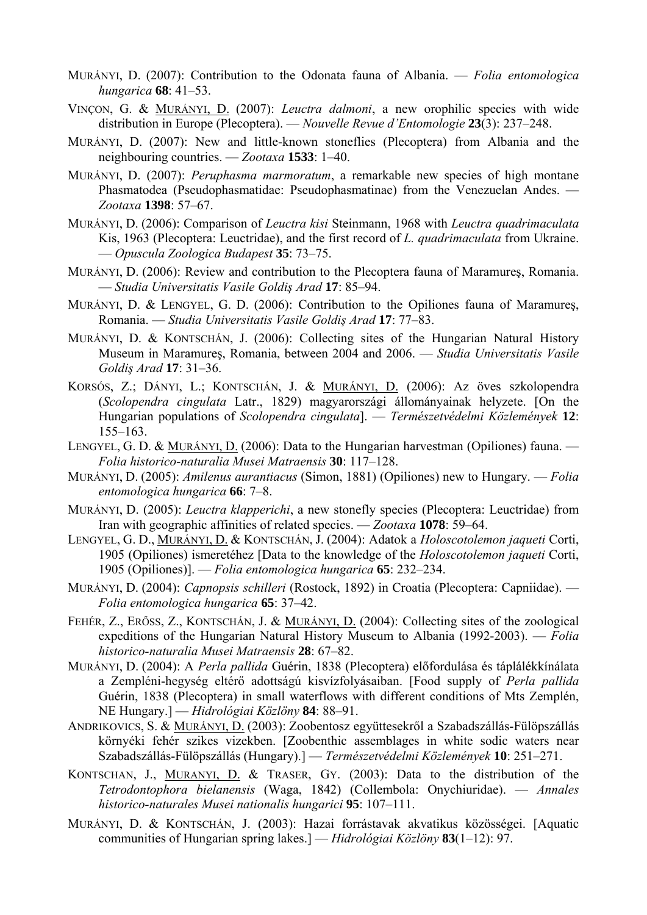MURÁNYI, D. (2007): Contribution to the Odonata fauna of Albania. — *Folia entomologica hungarica* **68**: 41–53.

VINÇON, G. & MURÁNYI, D. (2007): *Leuctra dalmoni*, a new orophilic species with wide distribution in Europe (Plecoptera). — *Nouvelle Revue d'Entomologie* **23**(3): 237–248.

MURÁNYI, D. (2007): New and little-known stoneflies (Plecoptera) from Albania and the neighbouring countries. — *Zootaxa* **1533**: 1–40.

MURÁNYI, D. (2007): *Peruphasma marmoratum*, a remarkable new species of high montane Phasmatodea (Pseudophasmatidae: Pseudophasmatinae) from the Venezuelan Andes. — *Zootaxa* **1398**: 57–67.

MURÁNYI, D. (2006): Comparison of *Leuctra kisi* Steinmann, 1968 with *Leuctra quadrimaculata* Kis, 1963 (Plecoptera: Leuctridae), and the first record of *L. quadrimaculata* from Ukraine. — *Opuscula Zoologica Budapest* **35**: 73–75.

MURÁNYI, D. (2006): Review and contribution to the Plecoptera fauna of Maramureş, Romania. — *Studia Universitatis Vasile Goldiş Arad* **17**: 85–94.

MURÁNYI, D. & LENGYEL, G. D. (2006): Contribution to the Opiliones fauna of Maramureş, Romania. — *Studia Universitatis Vasile Goldiş Arad* **17**: 77–83.

MURÁNYI, D. & KONTSCHÁN, J. (2006): Collecting sites of the Hungarian Natural History Museum in Maramureş, Romania, between 2004 and 2006. — *Studia Universitatis Vasile Goldiş Arad* **17**: 31–36.

KORSÓS, Z.; DÁNYI, L.; KONTSCHÁN, J. & MURÁNYI, D. (2006): Az öves szkolopendra (*Scolopendra cingulata* Latr., 1829) magyarországi állományainak helyzete. [On the Hungarian populations of *Scolopendra cingulata*]. — *Természetvédelmi Közlemények* **12**: 155–163.

LENGYEL, G. D. & MURÁNYI, D. (2006): Data to the Hungarian harvestman (Opiliones) fauna. — *Folia historico-naturalia Musei Matraensis* **30**: 117–128.

MURÁNYI, D. (2005): *Amilenus aurantiacus* (Simon, 1881) (Opiliones) new to Hungary. — *Folia entomologica hungarica* **66**: 7–8.

MURÁNYI, D. (2005): *Leuctra klapperichi*, a new stonefly species (Plecoptera: Leuctridae) from Iran with geographic affinities of related species. — *Zootaxa* **1078**: 59–64.

LENGYEL, G. D., MURÁNYI, D. & KONTSCHÁN, J. (2004): Adatok a *Holoscotolemon jaqueti* Corti, 1905 (Opiliones) ismeretéhez [Data to the knowledge of the *Holoscotolemon jaqueti* Corti, 1905 (Opiliones)]. — *Folia entomologica hungarica* **65**: 232–234.

MURÁNYI, D. (2004): *Capnopsis schilleri* (Rostock, 1892) in Croatia (Plecoptera: Capniidae). — *Folia entomologica hungarica* **65**: 37–42.

FEHÉR, Z., ERŐSS, Z., KONTSCHÁN, J. & MURÁNYI, D. (2004): Collecting sites of the zoological expeditions of the Hungarian Natural History Museum to Albania (1992-2003). — *Folia historico-naturalia Musei Matraensis* **28**: 67–82.

MURÁNYI, D. (2004): A *Perla pallida* Guérin, 1838 (Plecoptera) előfordulása és táplálékkínálata a Zempléni-hegység eltérő adottságú kisvízfolyásaiban. [Food supply of *Perla pallida* Guérin, 1838 (Plecoptera) in small waterflows with different conditions of Mts Zemplén, NE Hungary.] — *Hidrológiai Közlöny* **84**: 88–91.

ANDRIKOVICS, S. & MURÁNYI, D. (2003): Zoobentosz együttesekről a Szabadszállás-Fülöpszállás környéki fehér szikes vizekben. [Zoobenthic assemblages in white sodic waters near Szabadszállás-Fülöpszállás (Hungary).] — *Természetvédelmi Közlemények* **10**: 251–271.

KONTSCHAN, J., MURANYI, D. & TRASER, GY. (2003): Data to the distribution of the *Tetrodontophora bielanensis* (Waga, 1842) (Collembola: Onychiuridae). — *Annales historico-naturales Musei nationalis hungarici* **95**: 107–111.

MURÁNYI, D. & KONTSCHÁN, J. (2003): Hazai forrástavak akvatikus közösségei. [Aquatic communities of Hungarian spring lakes.] — *Hidrológiai Közlöny* **83**(1–12): 97.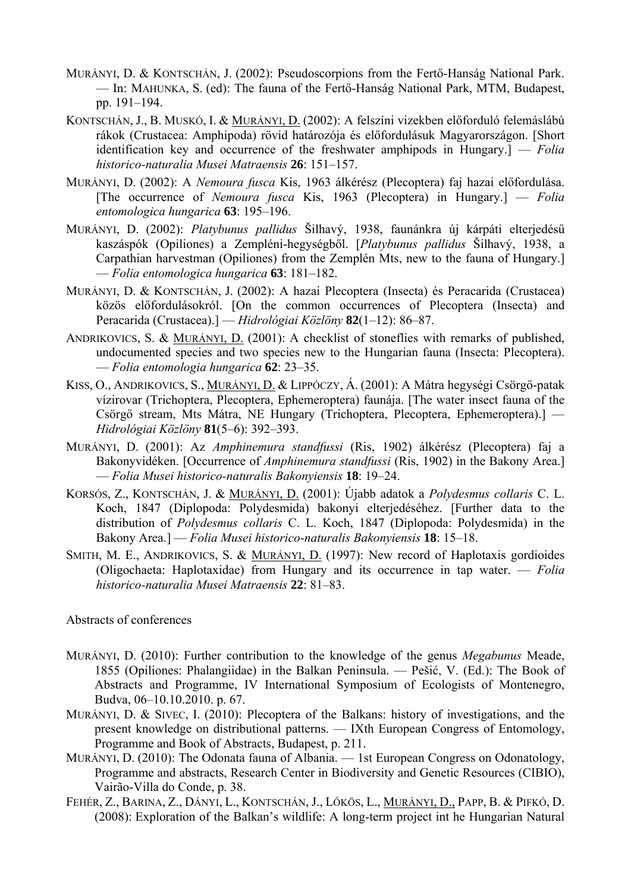MURÁNYI, D. & KONTSCHÁN, J. (2002): Pseudoscorpions from the Fertő-Hanság National Park. — In: MAHUNKA, S. (ed): The fauna of the Fertő-Hanság National Park, MTM, Budapest, pp. 191–194.

KONTSCHÁN, J., B. MUSKÓ, I. & MURÁNYI, D. (2002): A felszíni vizekben előforduló felemáslábú rákok (Crustacea: Amphipoda) rövid határozója és előfordulásuk Magyarországon. [Short identification key and occurrence of the freshwater amphipods in Hungary.] — *Folia historico-naturalia Musei Matraensis* **26**: 151–157.

MURÁNYI, D. (2002): A *Nemoura fusca* Kis, 1963 álkérész (Plecoptera) faj hazai előfordulása. [The occurrence of *Nemoura fusca* Kis, 1963 (Plecoptera) in Hungary.] — *Folia entomologica hungarica* **63**: 195–196.

MURÁNYI, D. (2002): *Platybunus pallidus* Šilhavý, 1938, faunánkra új kárpáti elterjedésű kaszáspók (Opiliones) a Zempléni-hegységből. [*Platybunus pallidus* Šilhavý, 1938, a Carpathian harvestman (Opiliones) from the Zemplén Mts, new to the fauna of Hungary.] — *Folia entomologica hungarica* **63**: 181–182.

MURÁNYI, D. & KONTSCHÁN, J. (2002): A hazai Plecoptera (Insecta) és Peracarida (Crustacea) közös előfordulásokról. [On the common occurrences of Plecoptera (Insecta) and Peracarida (Crustacea).] — *Hidrológiai Közlöny* **82**(1–12): 86–87.

ANDRIKOVICS, S. & MURÁNYI, D. (2001): A checklist of stoneflies with remarks of published, undocumented species and two species new to the Hungarian fauna (Insecta: Plecoptera). — *Folia entomologia hungarica* **62**: 23–35.

KISS, O., ANDRIKOVICS, S., MURÁNYI, D. & LIPPÓCZY, Á. (2001): A Mátra hegységi Csörgő-patak vízirovar (Trichoptera, Plecoptera, Ephemeroptera) faunája. [The water insect fauna of the Csörgő stream, Mts Mátra, NE Hungary (Trichoptera, Plecoptera, Ephemeroptera).] — *Hidrológiai Közlöny* **81**(5–6): 392–393.

MURÁNYI, D. (2001): Az *Amphinemura standfussi* (Ris, 1902) álkérész (Plecoptera) faj a Bakonyvidéken. [Occurrence of *Amphinemura standfussi* (Ris, 1902) in the Bakony Area.] — *Folia Musei historico-naturalis Bakonyiensis* **18**: 19–24.

KORSÓS, Z., KONTSCHÁN, J. & MURÁNYI, D. (2001): Újabb adatok a *Polydesmus collaris* C. L. Koch, 1847 (Diplopoda: Polydesmida) bakonyi elterjedéséhez. [Further data to the distribution of *Polydesmus collaris* C. L. Koch, 1847 (Diplopoda: Polydesmida) in the Bakony Area.] — *Folia Musei historico-naturalis Bakonyiensis* **18**: 15–18.

SMITH, M. E., ANDRIKOVICS, S. & MURÁNYI, D. (1997): New record of Haplotaxis gordioides (Oligochaeta: Haplotaxidae) from Hungary and its occurrence in tap water. — *Folia historico-naturalia Musei Matraensis* **22**: 81–83.

Abstracts of conferences

MURÁNYI, D. (2010): Further contribution to the knowledge of the genus *Megabunus* Meade, 1855 (Opiliones: Phalangiidae) in the Balkan Peninsula. — Pešić, V. (Ed.): The Book of Abstracts and Programme, IV International Symposium of Ecologists of Montenegro, Budva, 06–10.10.2010. p. 67.

MURÁNYI, D. & SIVEC, I. (2010): Plecoptera of the Balkans: history of investigations, and the present knowledge on distributional patterns. — IXth European Congress of Entomology, Programme and Book of Abstracts, Budapest, p. 211.

MURÁNYI, D. (2010): The Odonata fauna of Albania. — 1st European Congress on Odonatology, Programme and abstracts, Research Center in Biodiversity and Genetic Resources (CIBIO), Vairão-Villa do Conde, p. 38.

FEHÉR, Z., BARINA, Z., DÁNYI, L., KONTSCHÁN, J., LŐKÖS, L., MURÁNYI, D., PAPP, B. & PIFKÓ, D. (2008): Exploration of the Balkan's wildlife: A long-term project int he Hungarian Natural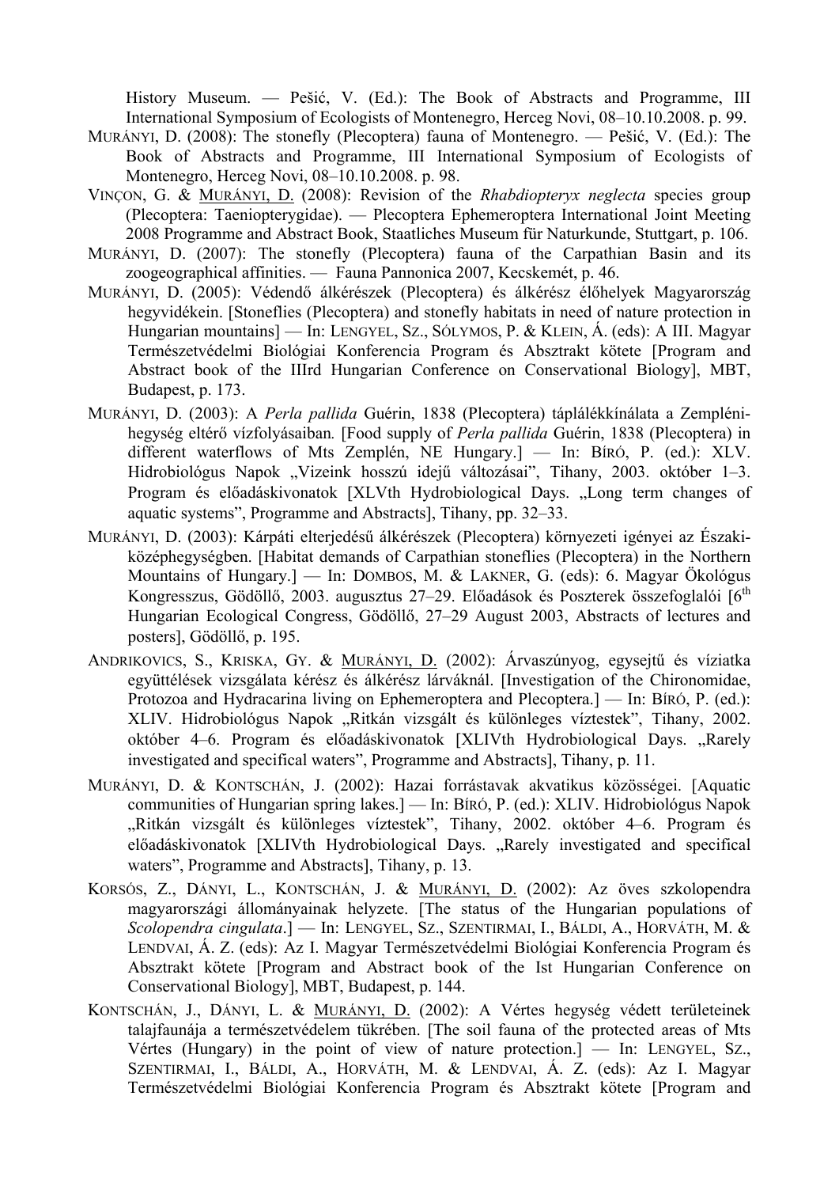History Museum. — Pešić, V. (Ed.): The Book of Abstracts and Programme, III International Symposium of Ecologists of Montenegro, Herceg Novi, 08–10.10.2008. p. 99.

MURÁNYI, D. (2008): The stonefly (Plecoptera) fauna of Montenegro. — Pešić, V. (Ed.): The Book of Abstracts and Programme, III International Symposium of Ecologists of Montenegro, Herceg Novi, 08–10.10.2008. p. 98.

VINÇON, G. & MURÁNYI, D. (2008): Revision of the *Rhabdiopteryx neglecta* species group (Plecoptera: Taeniopterygidae). — Plecoptera Ephemeroptera International Joint Meeting 2008 Programme and Abstract Book, Staatliches Museum für Naturkunde, Stuttgart, p. 106.

MURÁNYI, D. (2007): The stonefly (Plecoptera) fauna of the Carpathian Basin and its zoogeographical affinities. — Fauna Pannonica 2007, Kecskemét, p. 46.

MURÁNYI, D. (2005): Védendő álkérészek (Plecoptera) és álkérész élőhelyek Magyarország hegyvidékein. [Stoneflies (Plecoptera) and stonefly habitats in need of nature protection in Hungarian mountains] — In: LENGYEL, SZ., SÓLYMOS, P. & KLEIN, Á. (eds): A III. Magyar Természetvédelmi Biológiai Konferencia Program és Absztrakt kötete [Program and Abstract book of the IIIrd Hungarian Conference on Conservational Biology], MBT, Budapest, p. 173.

MURÁNYI, D. (2003): A *Perla pallida* Guérin, 1838 (Plecoptera) táplálékkínálata a Zempléni-hegység eltérő vízfolyásaiban. [Food supply of *Perla pallida* Guérin, 1838 (Plecoptera) in different waterflows of Mts Zemplén, NE Hungary.] — In: BÍRÓ, P. (ed.): XLV. Hidrobiológus Napok „Vizeink hosszú idejű változásai", Tihany, 2003. október 1–3. Program és előadáskivonatok [XLVth Hydrobiological Days. „Long term changes of aquatic systems", Programme and Abstracts], Tihany, pp. 32–33.

MURÁNYI, D. (2003): Kárpáti elterjedésű álkérészek (Plecoptera) környezeti igényei az Északi-középhegységben. [Habitat demands of Carpathian stoneflies (Plecoptera) in the Northern Mountains of Hungary.] — In: DOMBOS, M. & LAKNER, G. (eds): 6. Magyar Ökológus Kongresszus, Gödöllő, 2003. augusztus 27–29. Előadások és Poszterek összefoglalói [6th Hungarian Ecological Congress, Gödöllő, 27–29 August 2003, Abstracts of lectures and posters], Gödöllő, p. 195.

ANDRIKOVICS, S., KRISKA, GY. & MURÁNYI, D. (2002): Árvaszúnyog, egysejtű és víziatka együttélések vizsgálata kérész és álkérész lárváknál. [Investigation of the Chironomidae, Protozoa and Hydracarina living on Ephemeroptera and Plecoptera.] — In: BÍRÓ, P. (ed.): XLIV. Hidrobiológus Napok „Ritkán vizsgált és különleges víztestek", Tihany, 2002. október 4–6. Program és előadáskivonatok [XLIVth Hydrobiological Days. „Rarely investigated and specifical waters", Programme and Abstracts], Tihany, p. 11.

MURÁNYI, D. & KONTSCHÁN, J. (2002): Hazai forrástavak akvatikus közösségei. [Aquatic communities of Hungarian spring lakes.] — In: BÍRÓ, P. (ed.): XLIV. Hidrobiológus Napok „Ritkán vizsgált és különleges víztestek", Tihany, 2002. október 4–6. Program és előadáskivonatok [XLIVth Hydrobiological Days. „Rarely investigated and specifical waters", Programme and Abstracts], Tihany, p. 13.

KORSÓS, Z., DÁNYI, L., KONTSCHÁN, J. & MURÁNYI, D. (2002): Az öves szkolopendra magyarországi állományainak helyzete. [The status of the Hungarian populations of *Scolopendra cingulata*.] — In: LENGYEL, SZ., SZENTIRMAI, I., BÁLDI, A., HORVÁTH, M. & LENDVAI, Á. Z. (eds): Az I. Magyar Természetvédelmi Biológiai Konferencia Program és Absztrakt kötete [Program and Abstract book of the Ist Hungarian Conference on Conservational Biology], MBT, Budapest, p. 144.

KONTSCHÁN, J., DÁNYI, L. & MURÁNYI, D. (2002): A Vértes hegység védett területeinek talajfaunája a természetvédelem tükrében. [The soil fauna of the protected areas of Mts Vértes (Hungary) in the point of view of nature protection.] — In: LENGYEL, SZ., SZENTIRMAI, I., BÁLDI, A., HORVÁTH, M. & LENDVAI, Á. Z. (eds): Az I. Magyar Természetvédelmi Biológiai Konferencia Program és Absztrakt kötete [Program and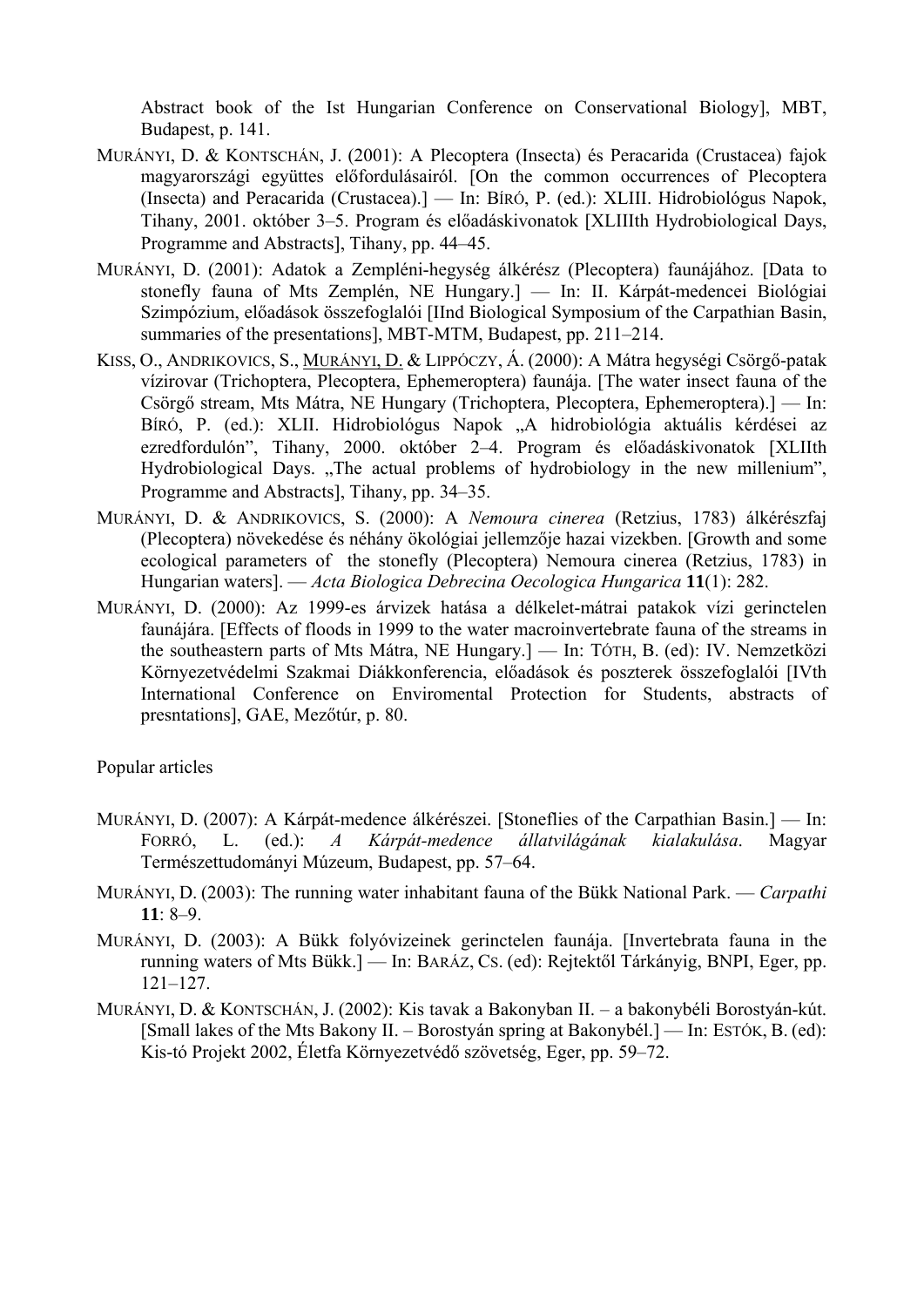Abstract book of the Ist Hungarian Conference on Conservational Biology], MBT, Budapest, p. 141.

MURÁNYI, D. & KONTSCHÁN, J. (2001): A Plecoptera (Insecta) és Peracarida (Crustacea) fajok magyarországi együttes előfordulásairól. [On the common occurrences of Plecoptera (Insecta) and Peracarida (Crustacea).] — In: BÍRÓ, P. (ed.): XLIII. Hidrobiológus Napok, Tihany, 2001. október 3–5. Program és előadáskivonatok [XLIIIth Hydrobiological Days, Programme and Abstracts], Tihany, pp. 44–45.

MURÁNYI, D. (2001): Adatok a Zempléni-hegység álkérész (Plecoptera) faunájához. [Data to stonefly fauna of Mts Zemplén, NE Hungary.] — In: II. Kárpát-medencei Biológiai Szimpózium, előadások összefoglalói [IInd Biological Symposium of the Carpathian Basin, summaries of the presentations], MBT-MTM, Budapest, pp. 211–214.

KISS, O., ANDRIKOVICS, S., MURÁNYI, D. & LIPPÓCZY, Á. (2000): A Mátra hegységi Csörgő-patak vízirovar (Trichoptera, Plecoptera, Ephemeroptera) faunája. [The water insect fauna of the Csörgő stream, Mts Mátra, NE Hungary (Trichoptera, Plecoptera, Ephemeroptera).] — In: BÍRÓ, P. (ed.): XLII. Hidrobiológus Napok „A hidrobiológia aktuális kérdései az ezredfordulón", Tihany, 2000. október 2–4. Program és előadáskivonatok [XLIIth Hydrobiological Days. „The actual problems of hydrobiology in the new millenium", Programme and Abstracts], Tihany, pp. 34–35.

MURÁNYI, D. & ANDRIKOVICS, S. (2000): A *Nemoura cinerea* (Retzius, 1783) álkérészfaj (Plecoptera) növekedése és néhány ökológiai jellemzője hazai vizekben. [Growth and some ecological parameters of the stonefly (Plecoptera) Nemoura cinerea (Retzius, 1783) in Hungarian waters]. — *Acta Biologica Debrecina Oecologica Hungarica* **11**(1): 282.

MURÁNYI, D. (2000): Az 1999-es árvizek hatása a délkelet-mátrai patakok vízi gerinctelen faunájára. [Effects of floods in 1999 to the water macroinvertebrate fauna of the streams in the southeastern parts of Mts Mátra, NE Hungary.] — In: TÓTH, B. (ed): IV. Nemzetközi Környezetvédelmi Szakmai Diákkonferencia, előadások és poszterek összefoglalói [IVth International Conference on Enviromental Protection for Students, abstracts of presntations], GAE, Mezőtúr, p. 80.

Popular articles

MURÁNYI, D. (2007): A Kárpát-medence álkérészei. [Stoneflies of the Carpathian Basin.] — In: FORRÓ, L. (ed.): *A Kárpát-medence állatvilágának kialakulása*. Magyar Természettudományi Múzeum, Budapest, pp. 57–64.

MURÁNYI, D. (2003): The running water inhabitant fauna of the Bükk National Park. — *Carpathi* **11**: 8–9.

MURÁNYI, D. (2003): A Bükk folyóvizeinek gerinctelen faunája. [Invertebrata fauna in the running waters of Mts Bükk.] — In: BARÁZ, CS. (ed): Rejtektől Tárkányig, BNPI, Eger, pp. 121–127.

MURÁNYI, D. & KONTSCHÁN, J. (2002): Kis tavak a Bakonyban II. – a bakonybéli Borostyán-kút. [Small lakes of the Mts Bakony II. – Borostyán spring at Bakonybél.] — In: ESTÓK, B. (ed): Kis-tó Projekt 2002, Életfa Környezetvédő szövetség, Eger, pp. 59–72.